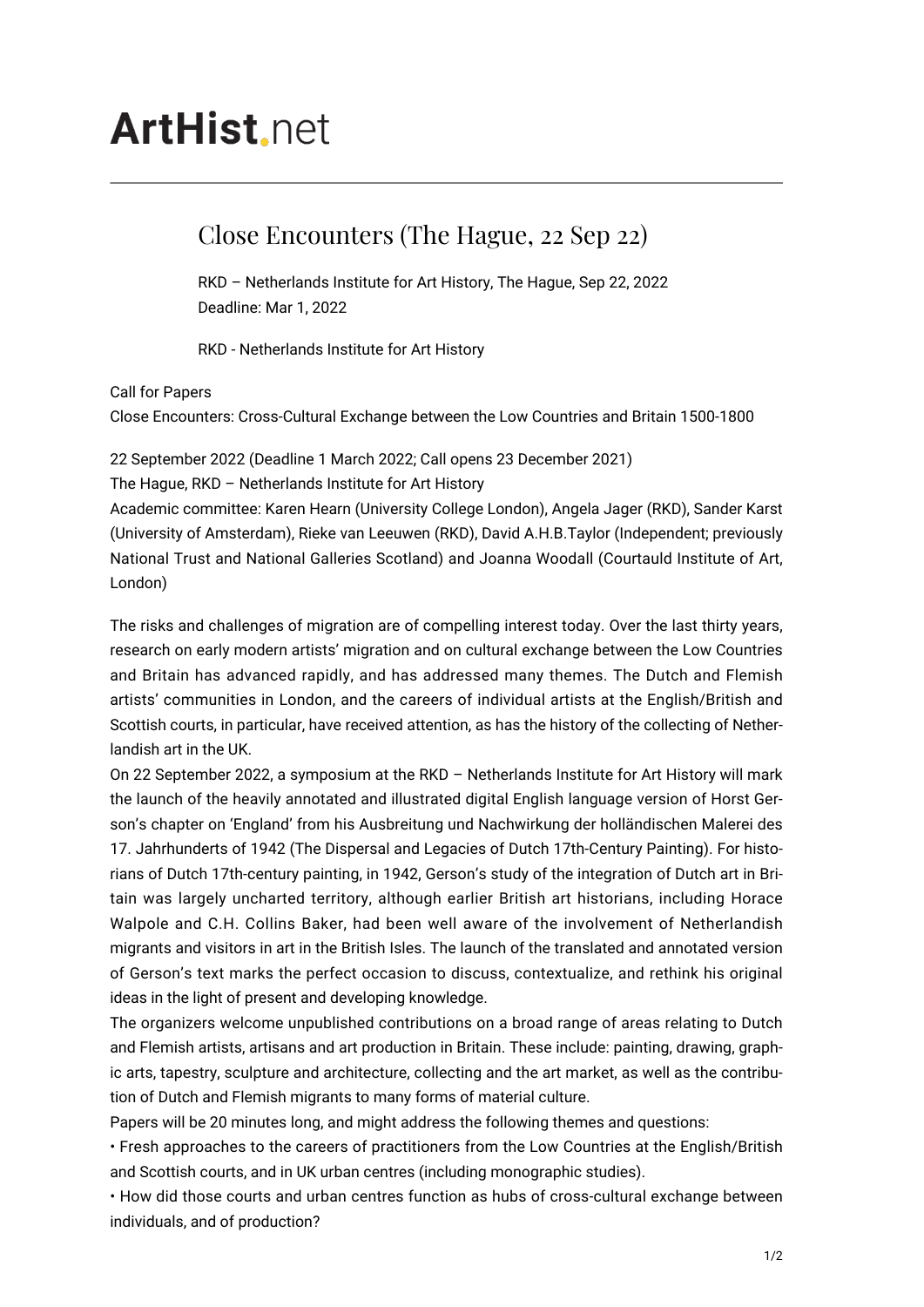# ArtHist.net

## Close Encounters (The Hague, 22 Sep 22)

RKD – Netherlands Institute for Art History, The Hague, Sep 22, 2022
Deadline: Mar 1, 2022

RKD - Netherlands Institute for Art History

Call for Papers
Close Encounters: Cross-Cultural Exchange between the Low Countries and Britain 1500-1800

22 September 2022 (Deadline 1 March 2022; Call opens 23 December 2021)
The Hague, RKD – Netherlands Institute for Art History
Academic committee: Karen Hearn (University College London), Angela Jager (RKD), Sander Karst (University of Amsterdam), Rieke van Leeuwen (RKD), David A.H.B.Taylor (Independent; previously National Trust and National Galleries Scotland) and Joanna Woodall (Courtauld Institute of Art, London)

The risks and challenges of migration are of compelling interest today. Over the last thirty years, research on early modern artists' migration and on cultural exchange between the Low Countries and Britain has advanced rapidly, and has addressed many themes. The Dutch and Flemish artists' communities in London, and the careers of individual artists at the English/British and Scottish courts, in particular, have received attention, as has the history of the collecting of Netherlandish art in the UK.

On 22 September 2022, a symposium at the RKD – Netherlands Institute for Art History will mark the launch of the heavily annotated and illustrated digital English language version of Horst Gerson's chapter on 'England' from his Ausbreitung und Nachwirkung der holländischen Malerei des 17. Jahrhunderts of 1942 (The Dispersal and Legacies of Dutch 17th-Century Painting). For historians of Dutch 17th-century painting, in 1942, Gerson's study of the integration of Dutch art in Britain was largely uncharted territory, although earlier British art historians, including Horace Walpole and C.H. Collins Baker, had been well aware of the involvement of Netherlandish migrants and visitors in art in the British Isles. The launch of the translated and annotated version of Gerson's text marks the perfect occasion to discuss, contextualize, and rethink his original ideas in the light of present and developing knowledge.

The organizers welcome unpublished contributions on a broad range of areas relating to Dutch and Flemish artists, artisans and art production in Britain. These include: painting, drawing, graphic arts, tapestry, sculpture and architecture, collecting and the art market, as well as the contribution of Dutch and Flemish migrants to many forms of material culture.

Papers will be 20 minutes long, and might address the following themes and questions:

- Fresh approaches to the careers of practitioners from the Low Countries at the English/British and Scottish courts, and in UK urban centres (including monographic studies).
- How did those courts and urban centres function as hubs of cross-cultural exchange between individuals, and of production?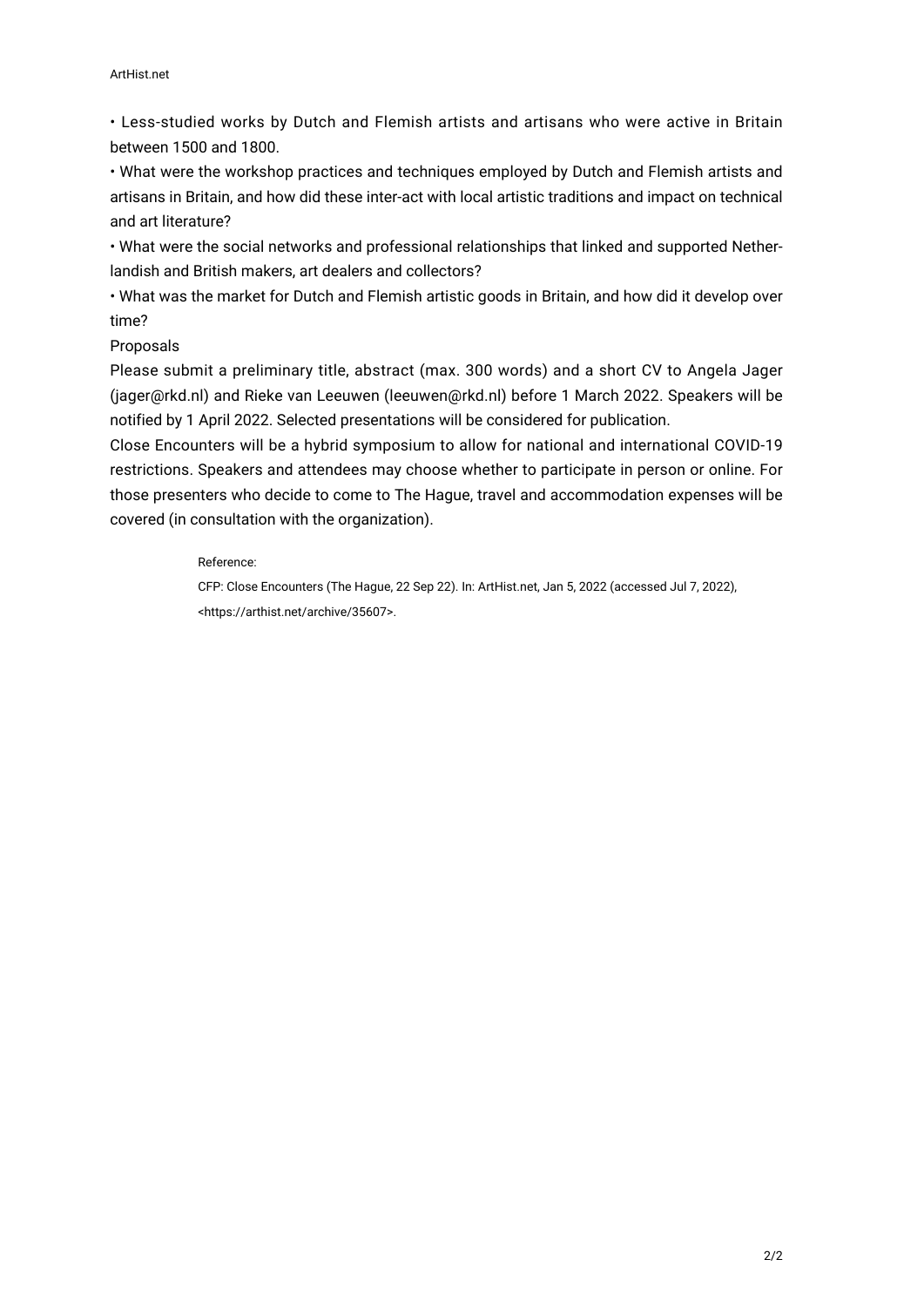• Less-studied works by Dutch and Flemish artists and artisans who were active in Britain between 1500 and 1800.

• What were the workshop practices and techniques employed by Dutch and Flemish artists and artisans in Britain, and how did these inter-act with local artistic traditions and impact on technical and art literature?

• What were the social networks and professional relationships that linked and supported Netherlandish and British makers, art dealers and collectors?

• What was the market for Dutch and Flemish artistic goods in Britain, and how did it develop over time?

Proposals

Please submit a preliminary title, abstract (max. 300 words) and a short CV to Angela Jager (jager@rkd.nl) and Rieke van Leeuwen (leeuwen@rkd.nl) before 1 March 2022. Speakers will be notified by 1 April 2022. Selected presentations will be considered for publication.

Close Encounters will be a hybrid symposium to allow for national and international COVID-19 restrictions. Speakers and attendees may choose whether to participate in person or online. For those presenters who decide to come to The Hague, travel and accommodation expenses will be covered (in consultation with the organization).

Reference:

CFP: Close Encounters (The Hague, 22 Sep 22). In: ArtHist.net, Jan 5, 2022 (accessed Jul 7, 2022), <https://arthist.net/archive/35607>.